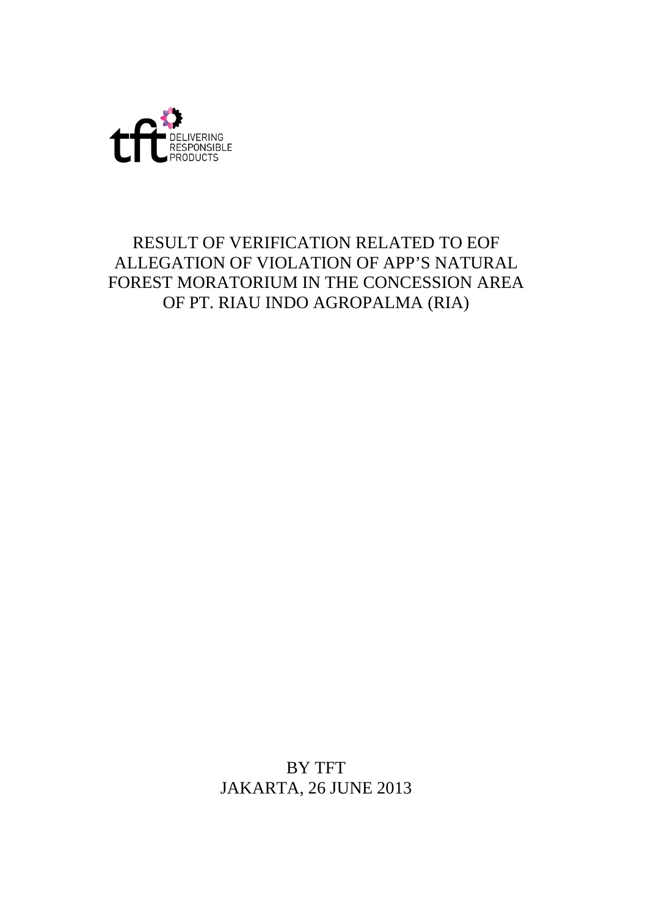tft DELIVERING RESPONSIBLE PRODUCTS

# RESULT OF VERIFICATION RELATED TO EOF ALLEGATION OF VIOLATION OF APP'S NATURAL FOREST MORATORIUM IN THE CONCESSION AREA OF PT. RIAU INDO AGROPALMA (RIA)

BY TFT

JAKARTA, 26 JUNE 2013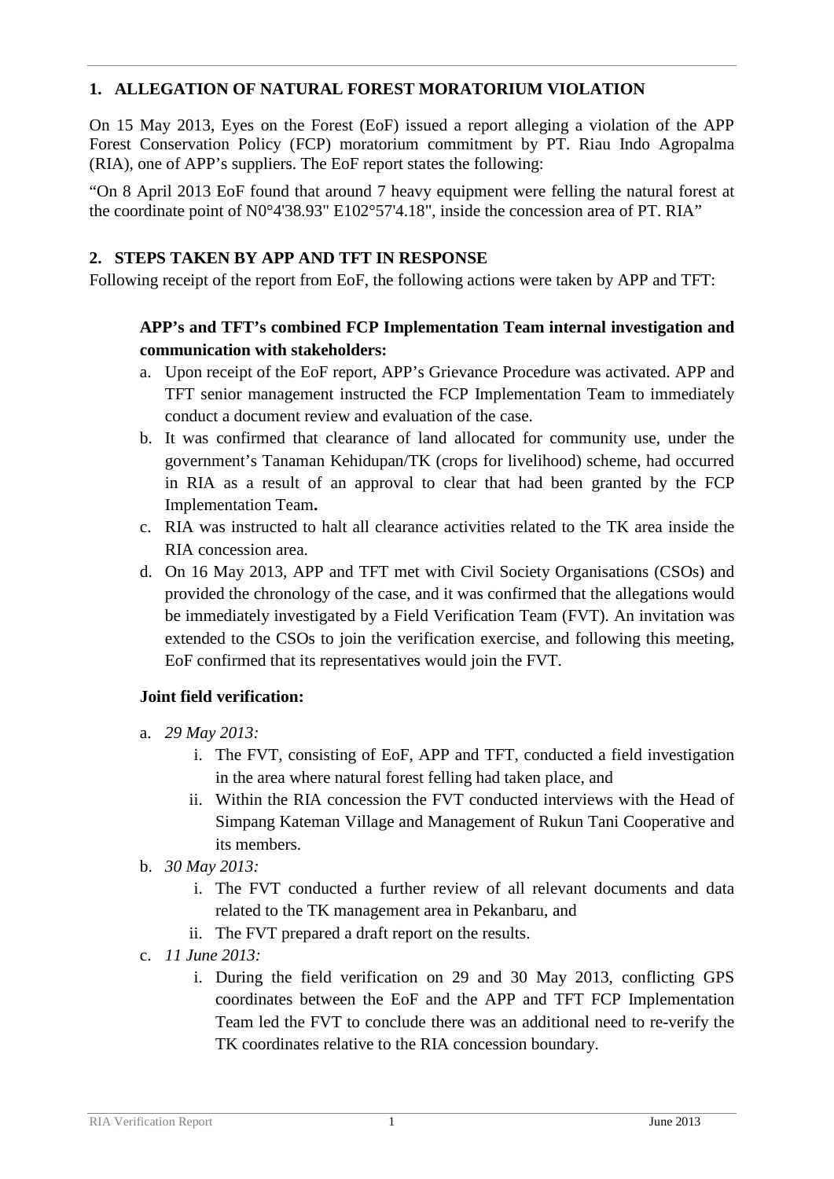## 1. ALLEGATION OF NATURAL FOREST MORATORIUM VIOLATION

On 15 May 2013, Eyes on the Forest (EoF) issued a report alleging a violation of the APP Forest Conservation Policy (FCP) moratorium commitment by PT. Riau Indo Agropalma (RIA), one of APP's suppliers. The EoF report states the following:

"On 8 April 2013 EoF found that around 7 heavy equipment were felling the natural forest at the coordinate point of N0°4'38.93" E102°57'4.18", inside the concession area of PT. RIA"

## 2. STEPS TAKEN BY APP AND TFT IN RESPONSE

Following receipt of the report from EoF, the following actions were taken by APP and TFT:

**APP's and TFT's combined FCP Implementation Team internal investigation and communication with stakeholders:**

a. Upon receipt of the EoF report, APP's Grievance Procedure was activated. APP and TFT senior management instructed the FCP Implementation Team to immediately conduct a document review and evaluation of the case.
b. It was confirmed that clearance of land allocated for community use, under the government's Tanaman Kehidupan/TK (crops for livelihood) scheme, had occurred in RIA as a result of an approval to clear that had been granted by the FCP Implementation Team**.**
c. RIA was instructed to halt all clearance activities related to the TK area inside the RIA concession area.
d. On 16 May 2013, APP and TFT met with Civil Society Organisations (CSOs) and provided the chronology of the case, and it was confirmed that the allegations would be immediately investigated by a Field Verification Team (FVT). An invitation was extended to the CSOs to join the verification exercise, and following this meeting, EoF confirmed that its representatives would join the FVT.

**Joint field verification:**

a. *29 May 2013:*
   i. The FVT, consisting of EoF, APP and TFT, conducted a field investigation in the area where natural forest felling had taken place, and
   ii. Within the RIA concession the FVT conducted interviews with the Head of Simpang Kateman Village and Management of Rukun Tani Cooperative and its members.
b. *30 May 2013:*
   i. The FVT conducted a further review of all relevant documents and data related to the TK management area in Pekanbaru, and
   ii. The FVT prepared a draft report on the results.
c. *11 June 2013:*
   i. During the field verification on 29 and 30 May 2013, conflicting GPS coordinates between the EoF and the APP and TFT FCP Implementation Team led the FVT to conclude there was an additional need to re-verify the TK coordinates relative to the RIA concession boundary.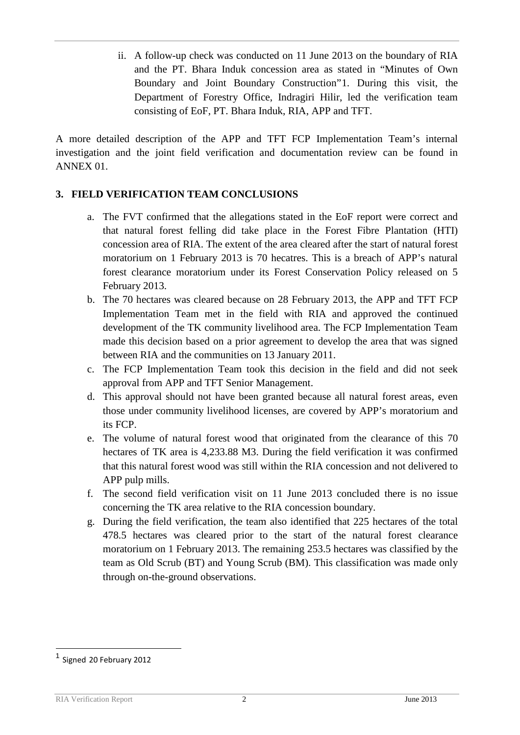ii. A follow-up check was conducted on 11 June 2013 on the boundary of RIA and the PT. Bhara Induk concession area as stated in "Minutes of Own Boundary and Joint Boundary Construction"[1]. During this visit, the Department of Forestry Office, Indragiri Hilir, led the verification team consisting of EoF, PT. Bhara Induk, RIA, APP and TFT.

A more detailed description of the APP and TFT FCP Implementation Team's internal investigation and the joint field verification and documentation review can be found in ANNEX 01.

## 3. FIELD VERIFICATION TEAM CONCLUSIONS

a. The FVT confirmed that the allegations stated in the EoF report were correct and that natural forest felling did take place in the Forest Fibre Plantation (HTI) concession area of RIA. The extent of the area cleared after the start of natural forest moratorium on 1 February 2013 is 70 hecatres. This is a breach of APP's natural forest clearance moratorium under its Forest Conservation Policy released on 5 February 2013.
b. The 70 hectares was cleared because on 28 February 2013, the APP and TFT FCP Implementation Team met in the field with RIA and approved the continued development of the TK community livelihood area. The FCP Implementation Team made this decision based on a prior agreement to develop the area that was signed between RIA and the communities on 13 January 2011.
c. The FCP Implementation Team took this decision in the field and did not seek approval from APP and TFT Senior Management.
d. This approval should not have been granted because all natural forest areas, even those under community livelihood licenses, are covered by APP's moratorium and its FCP.
e. The volume of natural forest wood that originated from the clearance of this 70 hectares of TK area is 4,233.88 M3. During the field verification it was confirmed that this natural forest wood was still within the RIA concession and not delivered to APP pulp mills.
f. The second field verification visit on 11 June 2013 concluded there is no issue concerning the TK area relative to the RIA concession boundary.
g. During the field verification, the team also identified that 225 hectares of the total 478.5 hectares was cleared prior to the start of the natural forest clearance moratorium on 1 February 2013. The remaining 253.5 hectares was classified by the team as Old Scrub (BT) and Young Scrub (BM). This classification was made only through on-the-ground observations.

[1] Signed 20 February 2012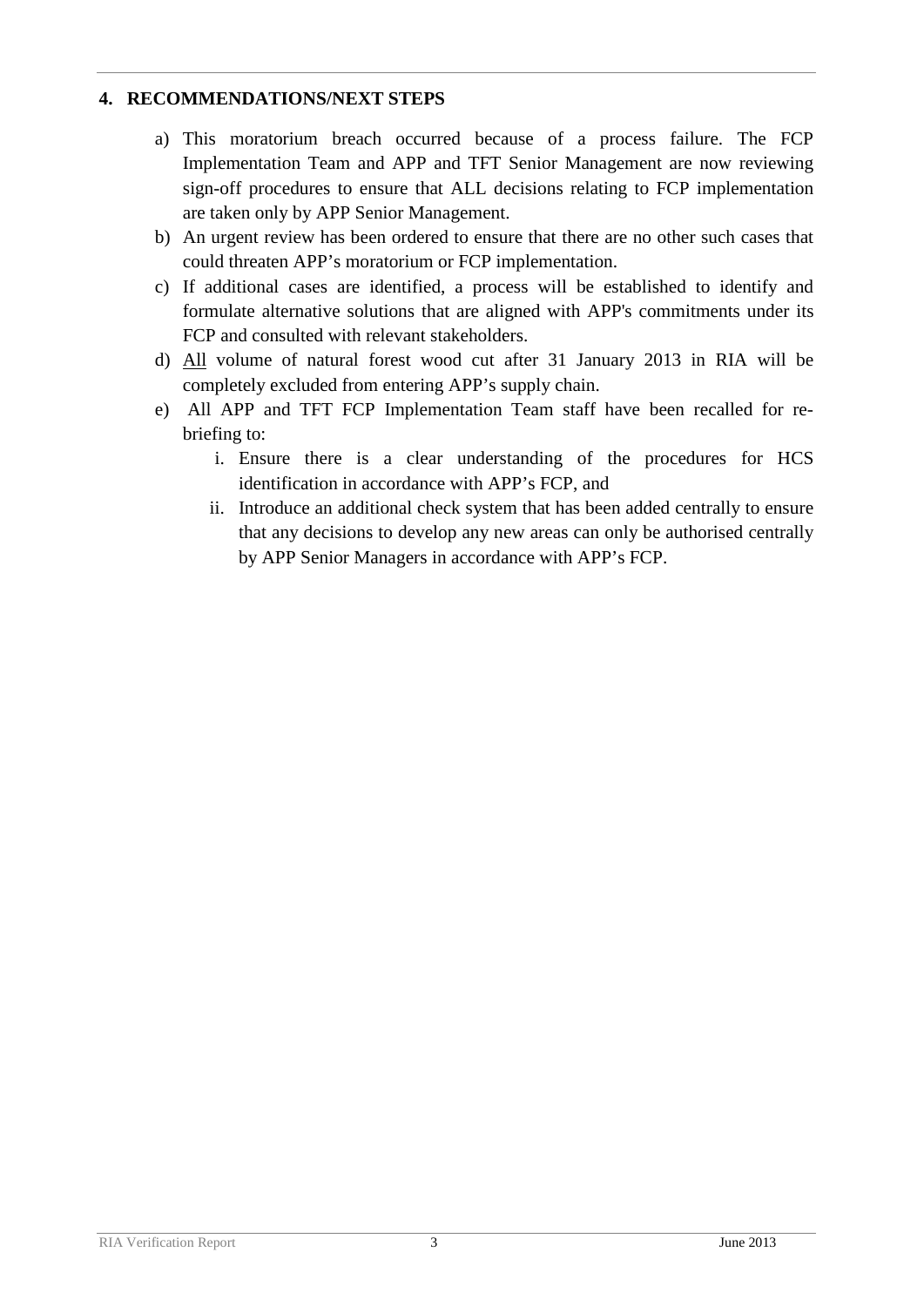## 4. RECOMMENDATIONS/NEXT STEPS

a) This moratorium breach occurred because of a process failure. The FCP Implementation Team and APP and TFT Senior Management are now reviewing sign-off procedures to ensure that ALL decisions relating to FCP implementation are taken only by APP Senior Management.

b) An urgent review has been ordered to ensure that there are no other such cases that could threaten APP's moratorium or FCP implementation.

c) If additional cases are identified, a process will be established to identify and formulate alternative solutions that are aligned with APP's commitments under its FCP and consulted with relevant stakeholders.

d) <u>All</u> volume of natural forest wood cut after 31 January 2013 in RIA will be completely excluded from entering APP's supply chain.

e) All APP and TFT FCP Implementation Team staff have been recalled for re-briefing to:

   i. Ensure there is a clear understanding of the procedures for HCS identification in accordance with APP's FCP, and

   ii. Introduce an additional check system that has been added centrally to ensure that any decisions to develop any new areas can only be authorised centrally by APP Senior Managers in accordance with APP's FCP.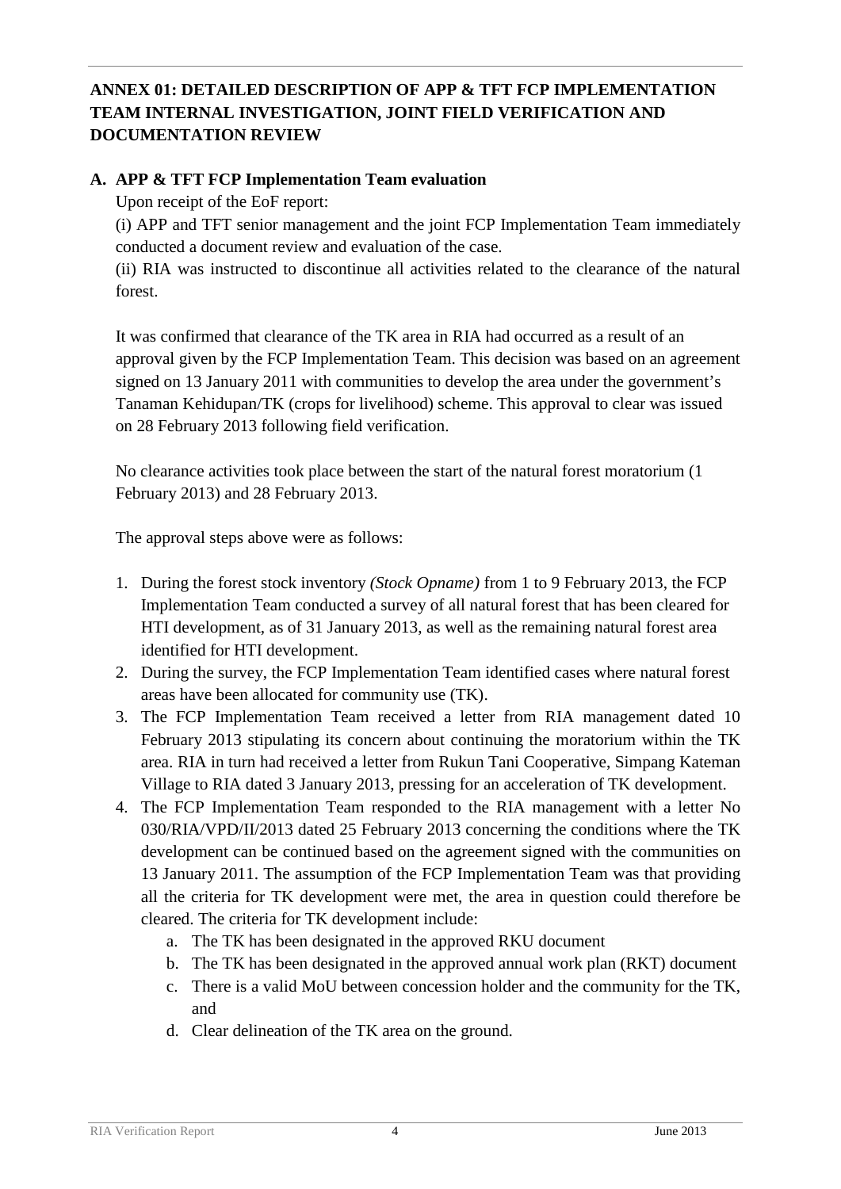## ANNEX 01: DETAILED DESCRIPTION OF APP & TFT FCP IMPLEMENTATION TEAM INTERNAL INVESTIGATION, JOINT FIELD VERIFICATION AND DOCUMENTATION REVIEW

### A. APP & TFT FCP Implementation Team evaluation

Upon receipt of the EoF report:

(i) APP and TFT senior management and the joint FCP Implementation Team immediately conducted a document review and evaluation of the case.

(ii) RIA was instructed to discontinue all activities related to the clearance of the natural forest.

It was confirmed that clearance of the TK area in RIA had occurred as a result of an approval given by the FCP Implementation Team. This decision was based on an agreement signed on 13 January 2011 with communities to develop the area under the government's Tanaman Kehidupan/TK (crops for livelihood) scheme. This approval to clear was issued on 28 February 2013 following field verification.

No clearance activities took place between the start of the natural forest moratorium (1 February 2013) and 28 February 2013.

The approval steps above were as follows:

1. During the forest stock inventory *(Stock Opname)* from 1 to 9 February 2013, the FCP Implementation Team conducted a survey of all natural forest that has been cleared for HTI development, as of 31 January 2013, as well as the remaining natural forest area identified for HTI development.
2. During the survey, the FCP Implementation Team identified cases where natural forest areas have been allocated for community use (TK).
3. The FCP Implementation Team received a letter from RIA management dated 10 February 2013 stipulating its concern about continuing the moratorium within the TK area. RIA in turn had received a letter from Rukun Tani Cooperative, Simpang Kateman Village to RIA dated 3 January 2013, pressing for an acceleration of TK development.
4. The FCP Implementation Team responded to the RIA management with a letter No 030/RIA/VPD/II/2013 dated 25 February 2013 concerning the conditions where the TK development can be continued based on the agreement signed with the communities on 13 January 2011. The assumption of the FCP Implementation Team was that providing all the criteria for TK development were met, the area in question could therefore be cleared. The criteria for TK development include:
    a. The TK has been designated in the approved RKU document
    b. The TK has been designated in the approved annual work plan (RKT) document
    c. There is a valid MoU between concession holder and the community for the TK, and
    d. Clear delineation of the TK area on the ground.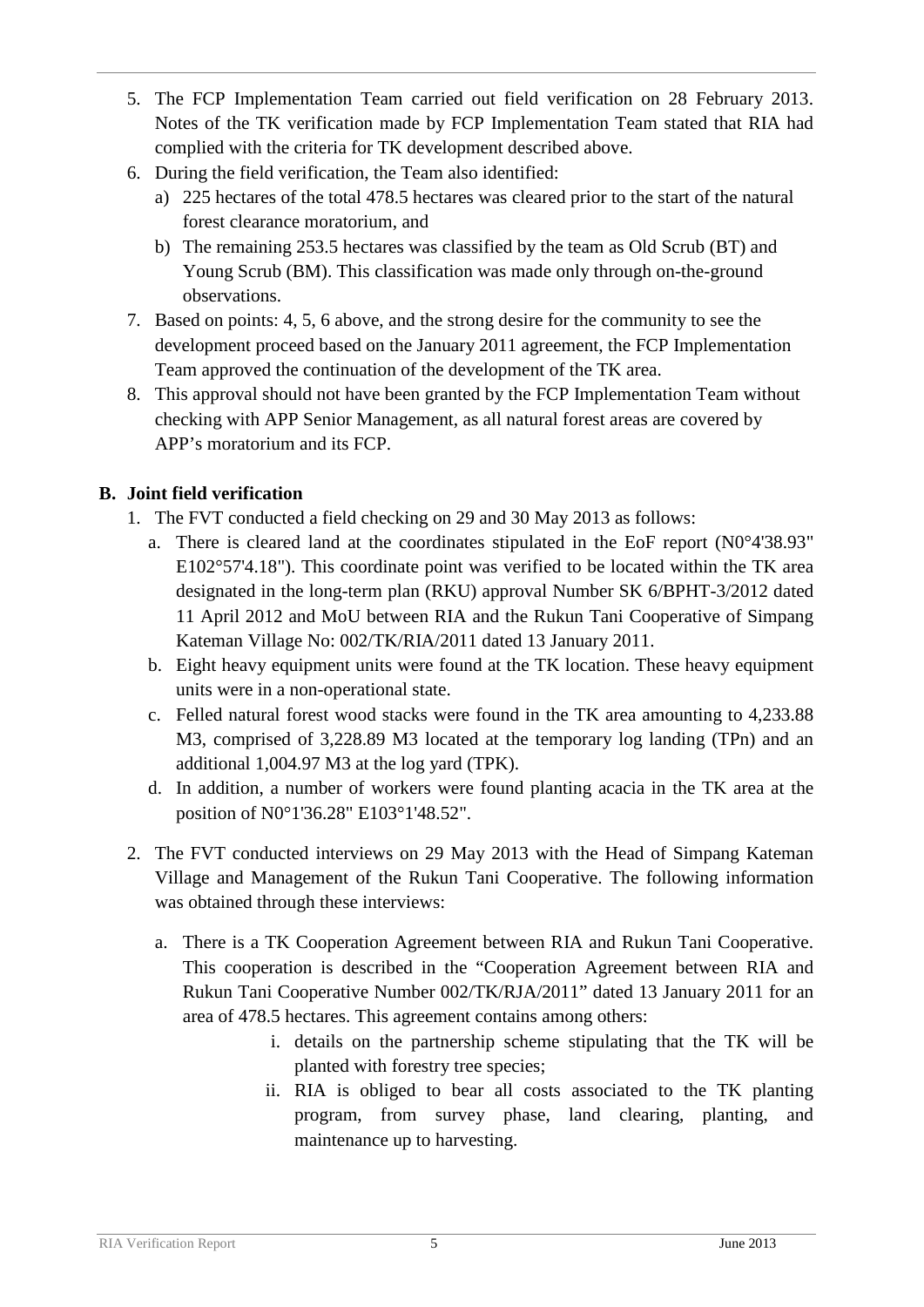5. The FCP Implementation Team carried out field verification on 28 February 2013. Notes of the TK verification made by FCP Implementation Team stated that RIA had complied with the criteria for TK development described above.
6. During the field verification, the Team also identified:
   a) 225 hectares of the total 478.5 hectares was cleared prior to the start of the natural forest clearance moratorium, and
   b) The remaining 253.5 hectares was classified by the team as Old Scrub (BT) and Young Scrub (BM). This classification was made only through on-the-ground observations.
7. Based on points: 4, 5, 6 above, and the strong desire for the community to see the development proceed based on the January 2011 agreement, the FCP Implementation Team approved the continuation of the development of the TK area.
8. This approval should not have been granted by the FCP Implementation Team without checking with APP Senior Management, as all natural forest areas are covered by APP's moratorium and its FCP.

## B. Joint field verification

1. The FVT conducted a field checking on 29 and 30 May 2013 as follows:
   a. There is cleared land at the coordinates stipulated in the EoF report (N0°4'38.93" E102°57'4.18"). This coordinate point was verified to be located within the TK area designated in the long-term plan (RKU) approval Number SK 6/BPHT-3/2012 dated 11 April 2012 and MoU between RIA and the Rukun Tani Cooperative of Simpang Kateman Village No: 002/TK/RIA/2011 dated 13 January 2011.
   b. Eight heavy equipment units were found at the TK location. These heavy equipment units were in a non-operational state.
   c. Felled natural forest wood stacks were found in the TK area amounting to 4,233.88 M3, comprised of 3,228.89 M3 located at the temporary log landing (TPn) and an additional 1,004.97 M3 at the log yard (TPK).
   d. In addition, a number of workers were found planting acacia in the TK area at the position of N0°1'36.28" E103°1'48.52".

2. The FVT conducted interviews on 29 May 2013 with the Head of Simpang Kateman Village and Management of the Rukun Tani Cooperative. The following information was obtained through these interviews:

   a. There is a TK Cooperation Agreement between RIA and Rukun Tani Cooperative. This cooperation is described in the "Cooperation Agreement between RIA and Rukun Tani Cooperative Number 002/TK/RJA/2011" dated 13 January 2011 for an area of 478.5 hectares. This agreement contains among others:
      i. details on the partnership scheme stipulating that the TK will be planted with forestry tree species;
      ii. RIA is obliged to bear all costs associated to the TK planting program, from survey phase, land clearing, planting, and maintenance up to harvesting.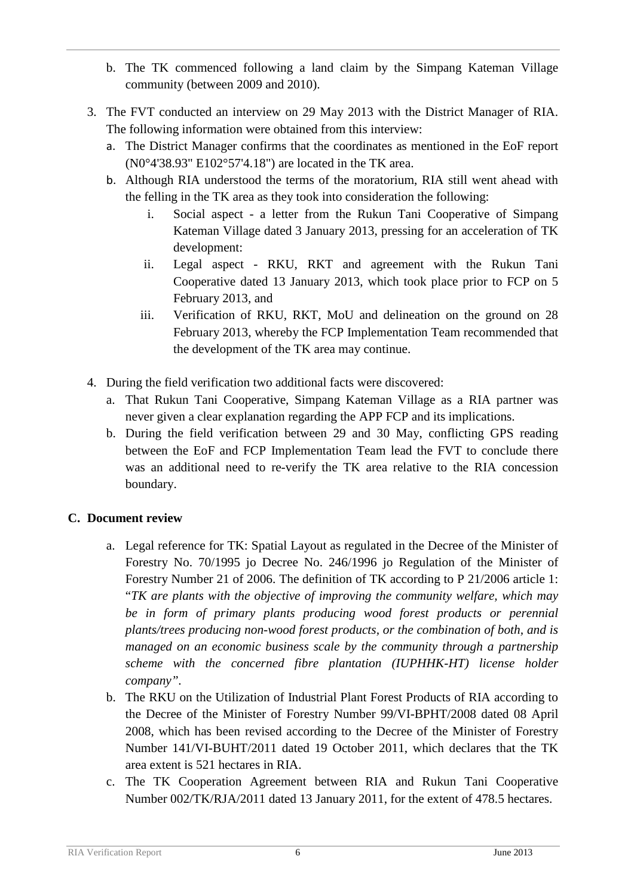b. The TK commenced following a land claim by the Simpang Kateman Village community (between 2009 and 2010).

3. The FVT conducted an interview on 29 May 2013 with the District Manager of RIA. The following information were obtained from this interview:
   a. The District Manager confirms that the coordinates as mentioned in the EoF report (N0°4'38.93" E102°57'4.18") are located in the TK area.
   b. Although RIA understood the terms of the moratorium, RIA still went ahead with the felling in the TK area as they took into consideration the following:
      i. Social aspect - a letter from the Rukun Tani Cooperative of Simpang Kateman Village dated 3 January 2013, pressing for an acceleration of TK development:
      ii. Legal aspect - RKU, RKT and agreement with the Rukun Tani Cooperative dated 13 January 2013, which took place prior to FCP on 5 February 2013, and
      iii. Verification of RKU, RKT, MoU and delineation on the ground on 28 February 2013, whereby the FCP Implementation Team recommended that the development of the TK area may continue.

4. During the field verification two additional facts were discovered:
   a. That Rukun Tani Cooperative, Simpang Kateman Village as a RIA partner was never given a clear explanation regarding the APP FCP and its implications.
   b. During the field verification between 29 and 30 May, conflicting GPS reading between the EoF and FCP Implementation Team lead the FVT to conclude there was an additional need to re-verify the TK area relative to the RIA concession boundary.

## C. Document review

a. Legal reference for TK: Spatial Layout as regulated in the Decree of the Minister of Forestry No. 70/1995 jo Decree No. 246/1996 jo Regulation of the Minister of Forestry Number 21 of 2006. The definition of TK according to P 21/2006 article 1: "*TK are plants with the objective of improving the community welfare, which may be in form of primary plants producing wood forest products or perennial plants/trees producing non-wood forest products, or the combination of both, and is managed on an economic business scale by the community through a partnership scheme with the concerned fibre plantation (IUPHHK-HT) license holder company*".
b. The RKU on the Utilization of Industrial Plant Forest Products of RIA according to the Decree of the Minister of Forestry Number 99/VI-BPHT/2008 dated 08 April 2008, which has been revised according to the Decree of the Minister of Forestry Number 141/VI-BUHT/2011 dated 19 October 2011, which declares that the TK area extent is 521 hectares in RIA.
c. The TK Cooperation Agreement between RIA and Rukun Tani Cooperative Number 002/TK/RJA/2011 dated 13 January 2011, for the extent of 478.5 hectares.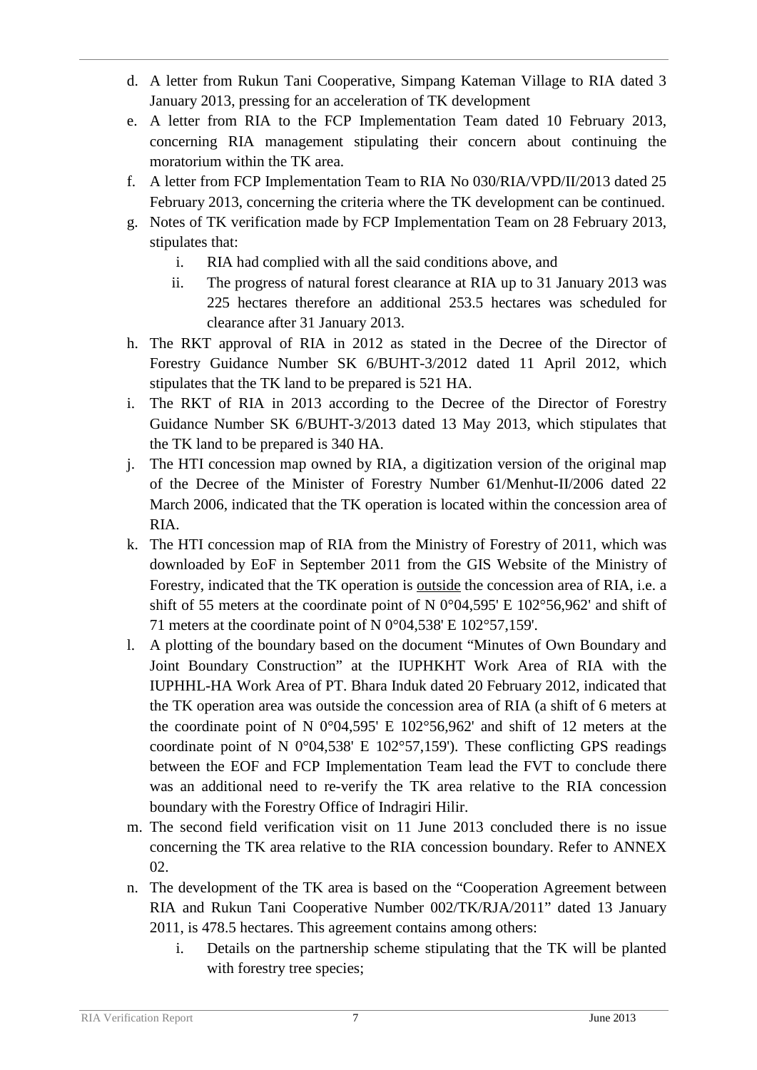d. A letter from Rukun Tani Cooperative, Simpang Kateman Village to RIA dated 3 January 2013, pressing for an acceleration of TK development

e. A letter from RIA to the FCP Implementation Team dated 10 February 2013, concerning RIA management stipulating their concern about continuing the moratorium within the TK area.

f. A letter from FCP Implementation Team to RIA No 030/RIA/VPD/II/2013 dated 25 February 2013, concerning the criteria where the TK development can be continued.

g. Notes of TK verification made by FCP Implementation Team on 28 February 2013, stipulates that:
   i. RIA had complied with all the said conditions above, and
   ii. The progress of natural forest clearance at RIA up to 31 January 2013 was 225 hectares therefore an additional 253.5 hectares was scheduled for clearance after 31 January 2013.

h. The RKT approval of RIA in 2012 as stated in the Decree of the Director of Forestry Guidance Number SK 6/BUHT-3/2012 dated 11 April 2012, which stipulates that the TK land to be prepared is 521 HA.

i. The RKT of RIA in 2013 according to the Decree of the Director of Forestry Guidance Number SK 6/BUHT-3/2013 dated 13 May 2013, which stipulates that the TK land to be prepared is 340 HA.

j. The HTI concession map owned by RIA, a digitization version of the original map of the Decree of the Minister of Forestry Number 61/Menhut-II/2006 dated 22 March 2006, indicated that the TK operation is located within the concession area of RIA.

k. The HTI concession map of RIA from the Ministry of Forestry of 2011, which was downloaded by EoF in September 2011 from the GIS Website of the Ministry of Forestry, indicated that the TK operation is <u>outside</u> the concession area of RIA, i.e. a shift of 55 meters at the coordinate point of N 0°04,595' E 102°56,962' and shift of 71 meters at the coordinate point of N 0°04,538' E 102°57,159'.

l. A plotting of the boundary based on the document "Minutes of Own Boundary and Joint Boundary Construction" at the IUPHKHT Work Area of RIA with the IUPHHL-HA Work Area of PT. Bhara Induk dated 20 February 2012, indicated that the TK operation area was outside the concession area of RIA (a shift of 6 meters at the coordinate point of N 0°04,595' E 102°56,962' and shift of 12 meters at the coordinate point of N 0°04,538' E 102°57,159'). These conflicting GPS readings between the EOF and FCP Implementation Team lead the FVT to conclude there was an additional need to re-verify the TK area relative to the RIA concession boundary with the Forestry Office of Indragiri Hilir.

m. The second field verification visit on 11 June 2013 concluded there is no issue concerning the TK area relative to the RIA concession boundary. Refer to ANNEX 02.

n. The development of the TK area is based on the "Cooperation Agreement between RIA and Rukun Tani Cooperative Number 002/TK/RJA/2011" dated 13 January 2011, is 478.5 hectares. This agreement contains among others:
   i. Details on the partnership scheme stipulating that the TK will be planted with forestry tree species;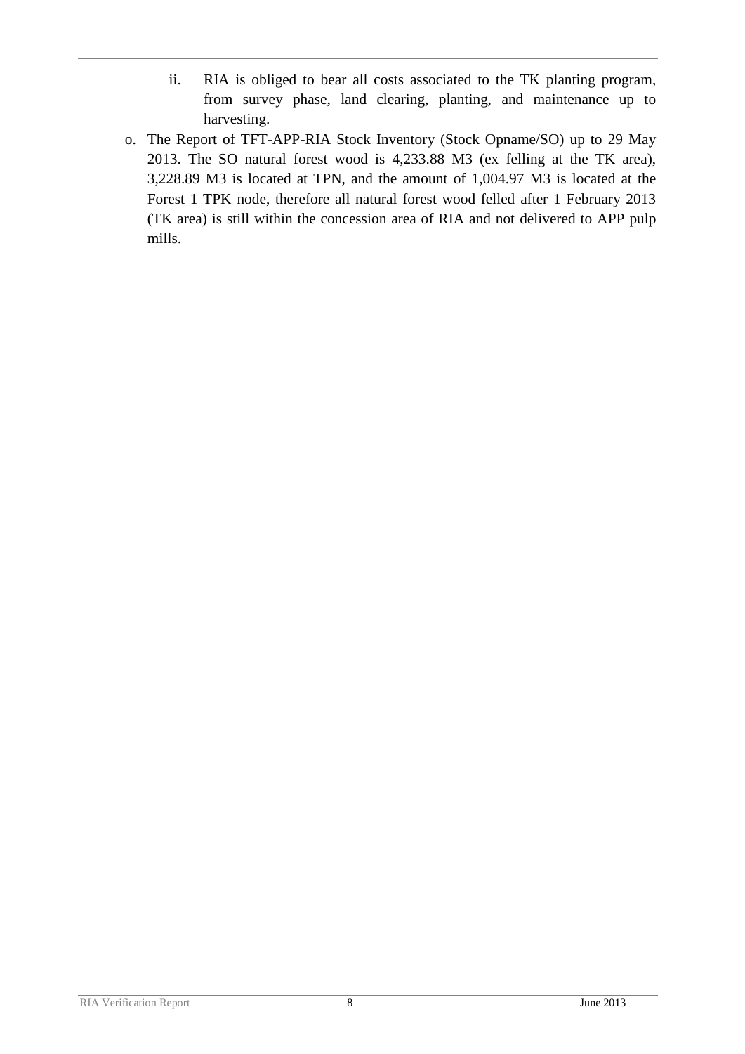ii. RIA is obliged to bear all costs associated to the TK planting program, from survey phase, land clearing, planting, and maintenance up to harvesting.

o. The Report of TFT-APP-RIA Stock Inventory (Stock Opname/SO) up to 29 May 2013. The SO natural forest wood is 4,233.88 M3 (ex felling at the TK area), 3,228.89 M3 is located at TPN, and the amount of 1,004.97 M3 is located at the Forest 1 TPK node, therefore all natural forest wood felled after 1 February 2013 (TK area) is still within the concession area of RIA and not delivered to APP pulp mills.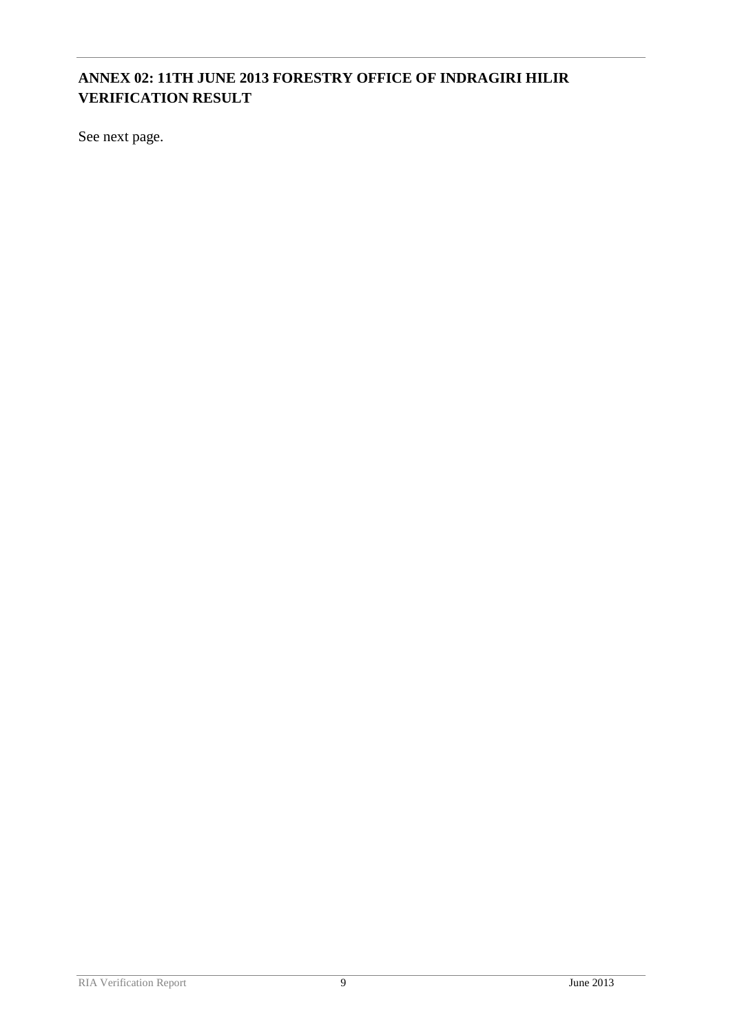## ANNEX 02: 11TH JUNE 2013 FORESTRY OFFICE OF INDRAGIRI HILIR VERIFICATION RESULT

See next page.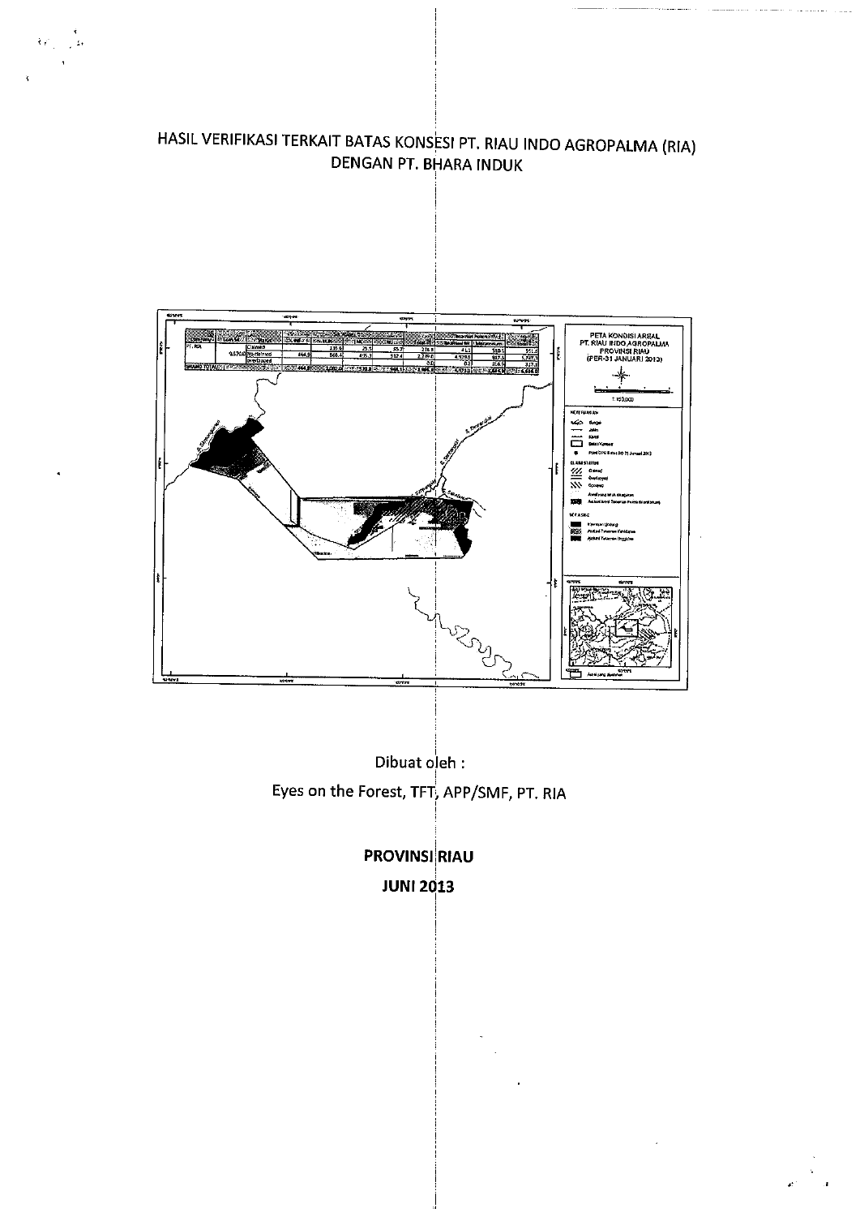# HASIL VERIFIKASI TERKAIT BATAS KONSESI PT. RIAU INDO AGROPALMA (RIA) DENGAN PT. BHARA INDUK

Dibuat oleh :

Eyes on the Forest, TFT, APP/SMF, PT. RIA

**PROVINSI RIAU**

**JUNI 2013**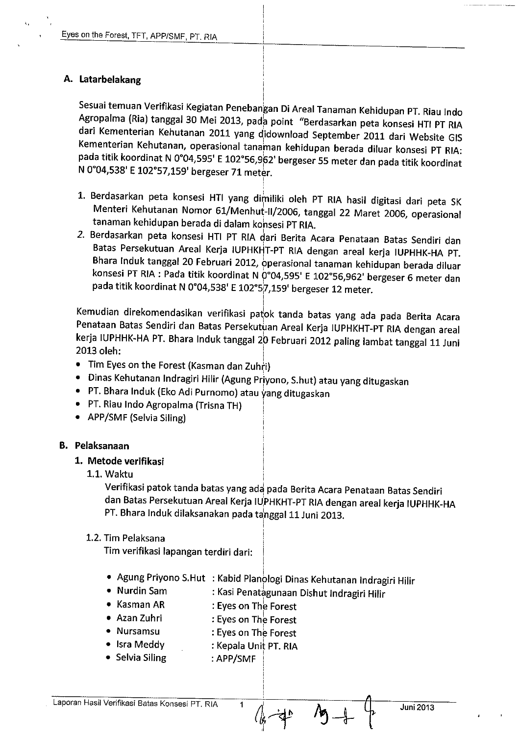## A. Latarbelakang

Sesuai temuan Verifikasi Kegiatan Penebangan Di Areal Tanaman Kehidupan PT. Riau Indo Agropalma (Ria) tanggal 30 Mei 2013, pada point "Berdasarkan peta konsesi HTI PT RIA dari Kementerian Kehutanan 2011 yang didownload September 2011 dari Website GIS Kementerian Kehutanan, operasional tanaman kehidupan berada diluar konsesi PT RIA: pada titik koordinat N 0°04,595' E 102°56,962' bergeser 55 meter dan pada titik koordinat N 0°04,538' E 102°57,159' bergeser 71 meter.

1. Berdasarkan peta konsesi HTI yang dimiliki oleh PT RIA hasil digitasi dari peta SK Menteri Kehutanan Nomor 61/Menhut-II/2006, tanggal 22 Maret 2006, operasional tanaman kehidupan berada di dalam konsesi PT RIA.
2. Berdasarkan peta konsesi HTI PT RIA dari Berita Acara Penataan Batas Sendiri dan Batas Persekutuan Areal Kerja IUPHKHT-PT RIA dengan areal kerja IUPHHK-HA PT. Bhara Induk tanggal 20 Februari 2012, operasional tanaman kehidupan berada diluar konsesi PT RIA : Pada titik koordinat N 0°04,595' E 102°56,962' bergeser 6 meter dan pada titik koordinat N 0°04,538' E 102°57,159' bergeser 12 meter.

Kemudian direkomendasikan verifikasi patok tanda batas yang ada pada Berita Acara Penataan Batas Sendiri dan Batas Persekutuan Areal Kerja IUPHKHT-PT RIA dengan areal kerja IUPHHK-HA PT. Bhara Induk tanggal 20 Februari 2012 paling lambat tanggal 11 Juni 2013 oleh:

- Tim Eyes on the Forest (Kasman dan Zuhri)
- Dinas Kehutanan Indragiri Hilir (Agung Priyono, S.hut) atau yang ditugaskan
- PT. Bhara Induk (Eko Adi Purnomo) atau yang ditugaskan
- PT. Riau Indo Agropalma (Trisna TH)
- APP/SMF (Selvia Siling)

## B. Pelaksanaan

### 1. Metode verifikasi

1.1. Waktu

Verifikasi patok tanda batas yang ada pada Berita Acara Penataan Batas Sendiri dan Batas Persekutuan Areal Kerja IUPHKHT-PT RIA dengan areal kerja IUPHHK-HA PT. Bhara Induk dilaksanakan pada tanggal 11 Juni 2013.

1.2. Tim Pelaksana

Tim verifikasi lapangan terdiri dari:

- Agung Priyono S.Hut : Kabid Planologi Dinas Kehutanan Indragiri Hilir
- Nurdin Sam : Kasi Penatagunaan Dishut Indragiri Hilir
- Kasman AR : Eyes on The Forest
- Azan Zuhri : Eyes on The Forest
- Nursamsu : Eyes on The Forest
- Isra Meddy : Kepala Unit PT. RIA
- Selvia Siling : APP/SMF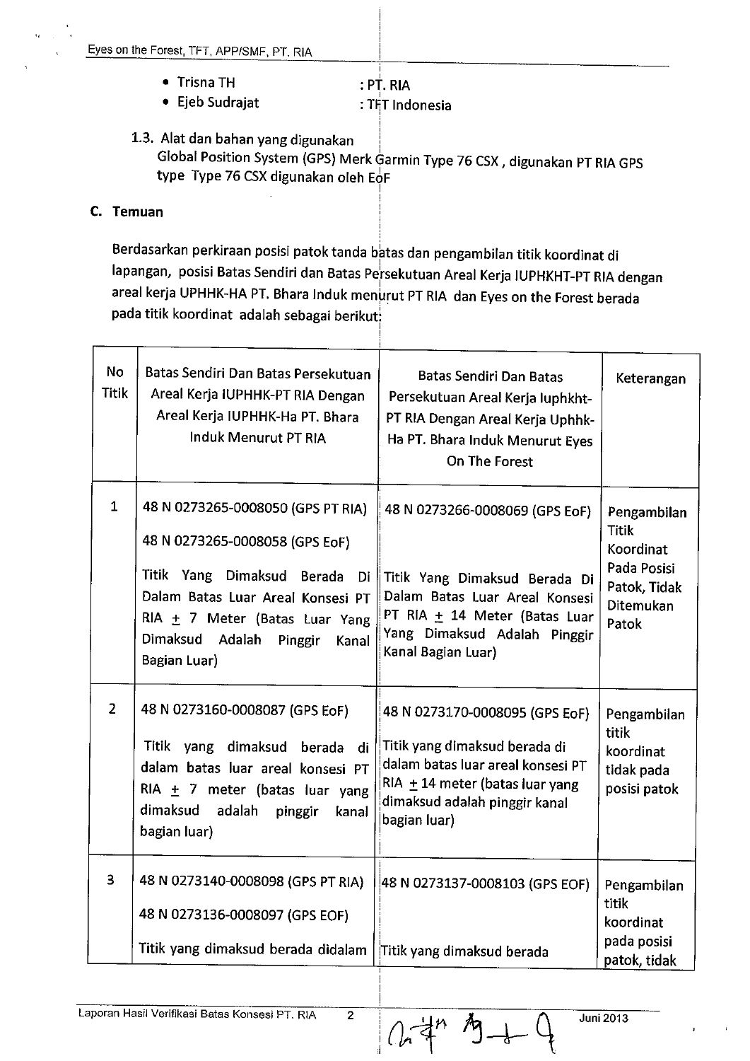- Trisna TH : PT. RIA
- Ejeb Sudrajat : TFT Indonesia

1.3. Alat dan bahan yang digunakan
Global Position System (GPS) Merk Garmin Type 76 CSX , digunakan PT RIA GPS type Type 76 CSX digunakan oleh EoF

## C. Temuan

Berdasarkan perkiraan posisi patok tanda batas dan pengambilan titik koordinat di lapangan, posisi Batas Sendiri dan Batas Persekutuan Areal Kerja IUPHKHT-PT RIA dengan areal kerja UPHHK-HA PT. Bhara Induk menurut PT RIA dan Eyes on the Forest berada pada titik koordinat adalah sebagai berikut:

| No Titik | Batas Sendiri Dan Batas Persekutuan Areal Kerja IUPHHK-PT RIA Dengan Areal Kerja IUPHHK-Ha PT. Bhara Induk Menurut PT RIA | Batas Sendiri Dan Batas Persekutuan Areal Kerja Iuphkht-PT RIA Dengan Areal Kerja Uphhk-Ha PT. Bhara Induk Menurut Eyes On The Forest | Keterangan |
|---|---|---|---|
| 1 | 48 N 0273265-0008050 (GPS PT RIA)<br>48 N 0273265-0008058 (GPS EoF)<br>Titik Yang Dimaksud Berada Di Dalam Batas Luar Areal Konsesi PT RIA ± 7 Meter (Batas Luar Yang Dimaksud Adalah Pinggir Kanal Bagian Luar) | 48 N 0273266-0008069 (GPS EoF)<br>Titik Yang Dimaksud Berada Di Dalam Batas Luar Areal Konsesi PT RIA ± 14 Meter (Batas Luar Yang Dimaksud Adalah Pinggir Kanal Bagian Luar) | Pengambilan Titik Koordinat Pada Posisi Patok, Tidak Ditemukan Patok |
| 2 | 48 N 0273160-0008087 (GPS EoF)<br>Titik yang dimaksud berada di dalam batas luar areal konsesi PT RIA ± 7 meter (batas luar yang dimaksud adalah pinggir kanal bagian luar) | 48 N 0273170-0008095 (GPS EoF)<br>Titik yang dimaksud berada di dalam batas luar areal konsesi PT RIA ± 14 meter (batas luar yang dimaksud adalah pinggir kanal bagian luar) | Pengambilan titik koordinat tidak pada posisi patok |
| 3 | 48 N 0273140-0008098 (GPS PT RIA)<br>48 N 0273136-0008097 (GPS EOF)<br>Titik yang dimaksud berada didalam | 48 N 0273137-0008103 (GPS EOF)<br>Titik yang dimaksud berada | Pengambilan titik koordinat pada posisi patok, tidak |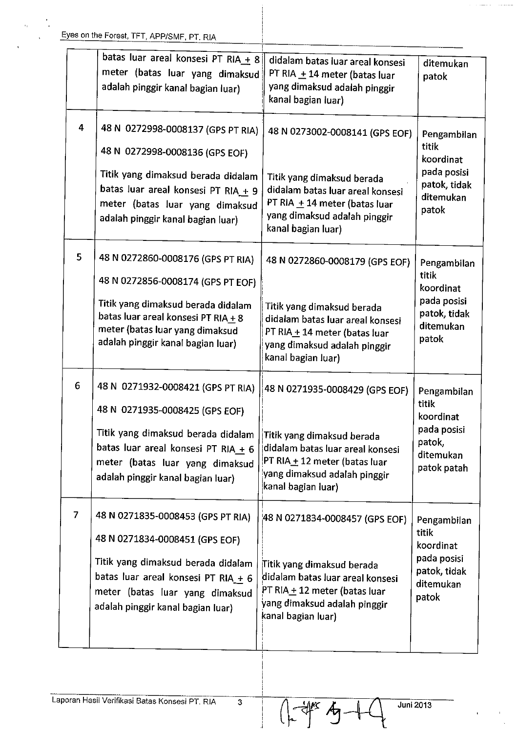|   |   |   |   |
|---|---|---|---|
|   | batas luar areal konsesi PT RIA ± 8 meter (batas luar yang dimaksud adalah pinggir kanal bagian luar) | didalam batas luar areal konsesi PT RIA ± 14 meter (batas luar yang dimaksud adalah pinggir kanal bagian luar) | ditemukan patok |
| 4 | 48 N 0272998-0008137 (GPS PT RIA)<br>48 N 0272998-0008136 (GPS EOF)<br>Titik yang dimaksud berada didalam batas luar areal konsesi PT RIA ± 9 meter (batas luar yang dimaksud adalah pinggir kanal bagian luar) | 48 N 0273002-0008141 (GPS EOF)<br>Titik yang dimaksud berada didalam batas luar areal konsesi PT RIA ± 14 meter (batas luar yang dimaksud adalah pinggir kanal bagian luar) | Pengambilan titik koordinat pada posisi patok, tidak ditemukan patok |
| 5 | 48 N 0272860-0008176 (GPS PT RIA)<br>48 N 0272856-0008174 (GPS PT EOF)<br>Titik yang dimaksud berada didalam batas luar areal konsesi PT RIA ± 8 meter (batas luar yang dimaksud adalah pinggir kanal bagian luar) | 48 N 0272860-0008179 (GPS EOF)<br>Titik yang dimaksud berada didalam batas luar areal konsesi PT RIA ± 14 meter (batas luar yang dimaksud adalah pinggir kanal bagian luar) | Pengambilan titik koordinat pada posisi patok, tidak ditemukan patok |
| 6 | 48 N 0271932-0008421 (GPS PT RIA)<br>48 N 0271935-0008425 (GPS EOF)<br>Titik yang dimaksud berada didalam batas luar areal konsesi PT RIA ± 6 meter (batas luar yang dimaksud adalah pinggir kanal bagian luar) | 48 N 0271935-0008429 (GPS EOF)<br>Titik yang dimaksud berada didalam batas luar areal konsesi PT RIA ± 12 meter (batas luar yang dimaksud adalah pinggir kanal bagian luar) | Pengambilan titik koordinat pada posisi patok, ditemukan patok patah |
| 7 | 48 N 0271835-0008453 (GPS PT RIA)<br>48 N 0271834-0008451 (GPS EOF)<br>Titik yang dimaksud berada didalam batas luar areal konsesi PT RIA ± 6 meter (batas luar yang dimaksud adalah pinggir kanal bagian luar) | 48 N 0271834-0008457 (GPS EOF)<br>Titik yang dimaksud berada didalam batas luar areal konsesi PT RIA ± 12 meter (batas luar yang dimaksud adalah pinggir kanal bagian luar) | Pengambilan titik koordinat pada posisi patok, tidak ditemukan patok |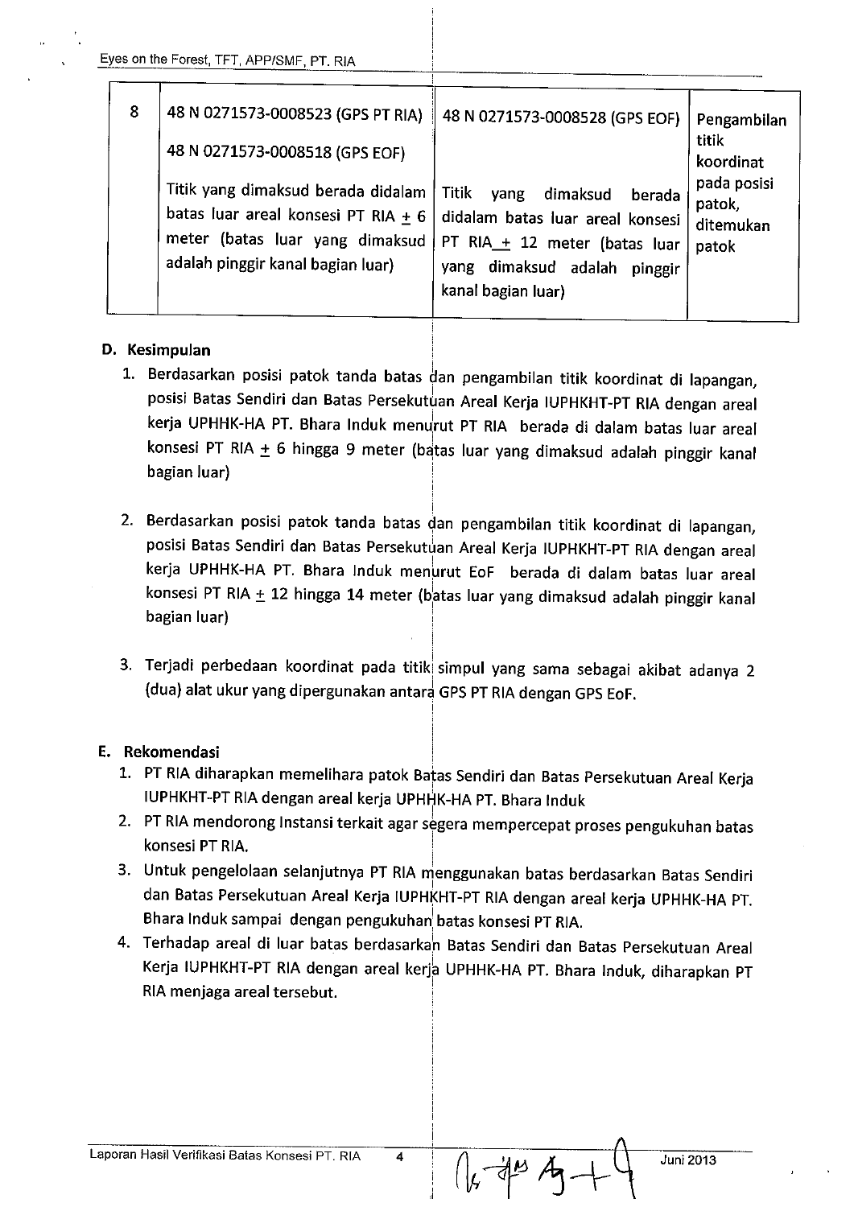| 8 | 48 N 0271573-0008523 (GPS PT RIA)<br><br>48 N 0271573-0008518 (GPS EOF)<br><br>Titik yang dimaksud berada didalam batas luar areal konsesi PT RIA ± 6 meter (batas luar yang dimaksud adalah pinggir kanal bagian luar) | 48 N 0271573-0008528 (GPS EOF)<br><br>Titik yang dimaksud berada didalam batas luar areal konsesi PT RIA ± 12 meter (batas luar yang dimaksud adalah pinggir kanal bagian luar) | Pengambilan titik koordinat pada posisi patok, ditemukan patok |
|---|---|---|---|

**D. Kesimpulan**

1. Berdasarkan posisi patok tanda batas dan pengambilan titik koordinat di lapangan, posisi Batas Sendiri dan Batas Persekutuan Areal Kerja IUPHKHT-PT RIA dengan areal kerja UPHHK-HA PT. Bhara Induk menurut PT RIA berada di dalam batas luar areal konsesi PT RIA ± 6 hingga 9 meter (batas luar yang dimaksud adalah pinggir kanal bagian luar)

2. Berdasarkan posisi patok tanda batas dan pengambilan titik koordinat di lapangan, posisi Batas Sendiri dan Batas Persekutuan Areal Kerja IUPHKHT-PT RIA dengan areal kerja UPHHK-HA PT. Bhara Induk menurut EoF berada di dalam batas luar areal konsesi PT RIA ± 12 hingga 14 meter (batas luar yang dimaksud adalah pinggir kanal bagian luar)

3. Terjadi perbedaan koordinat pada titik simpul yang sama sebagai akibat adanya 2 (dua) alat ukur yang dipergunakan antara GPS PT RIA dengan GPS EoF.

**E. Rekomendasi**

1. PT RIA diharapkan memelihara patok Batas Sendiri dan Batas Persekutuan Areal Kerja IUPHKHT-PT RIA dengan areal kerja UPHHK-HA PT. Bhara Induk
2. PT RIA mendorong Instansi terkait agar segera mempercepat proses pengukuhan batas konsesi PT RIA.
3. Untuk pengelolaan selanjutnya PT RIA menggunakan batas berdasarkan Batas Sendiri dan Batas Persekutuan Areal Kerja IUPHKHT-PT RIA dengan areal kerja UPHHK-HA PT. Bhara Induk sampai dengan pengukuhan batas konsesi PT RIA.
4. Terhadap areal di luar batas berdasarkan Batas Sendiri dan Batas Persekutuan Areal Kerja IUPHKHT-PT RIA dengan areal kerja UPHHK-HA PT. Bhara Induk, diharapkan PT RIA menjaga areal tersebut.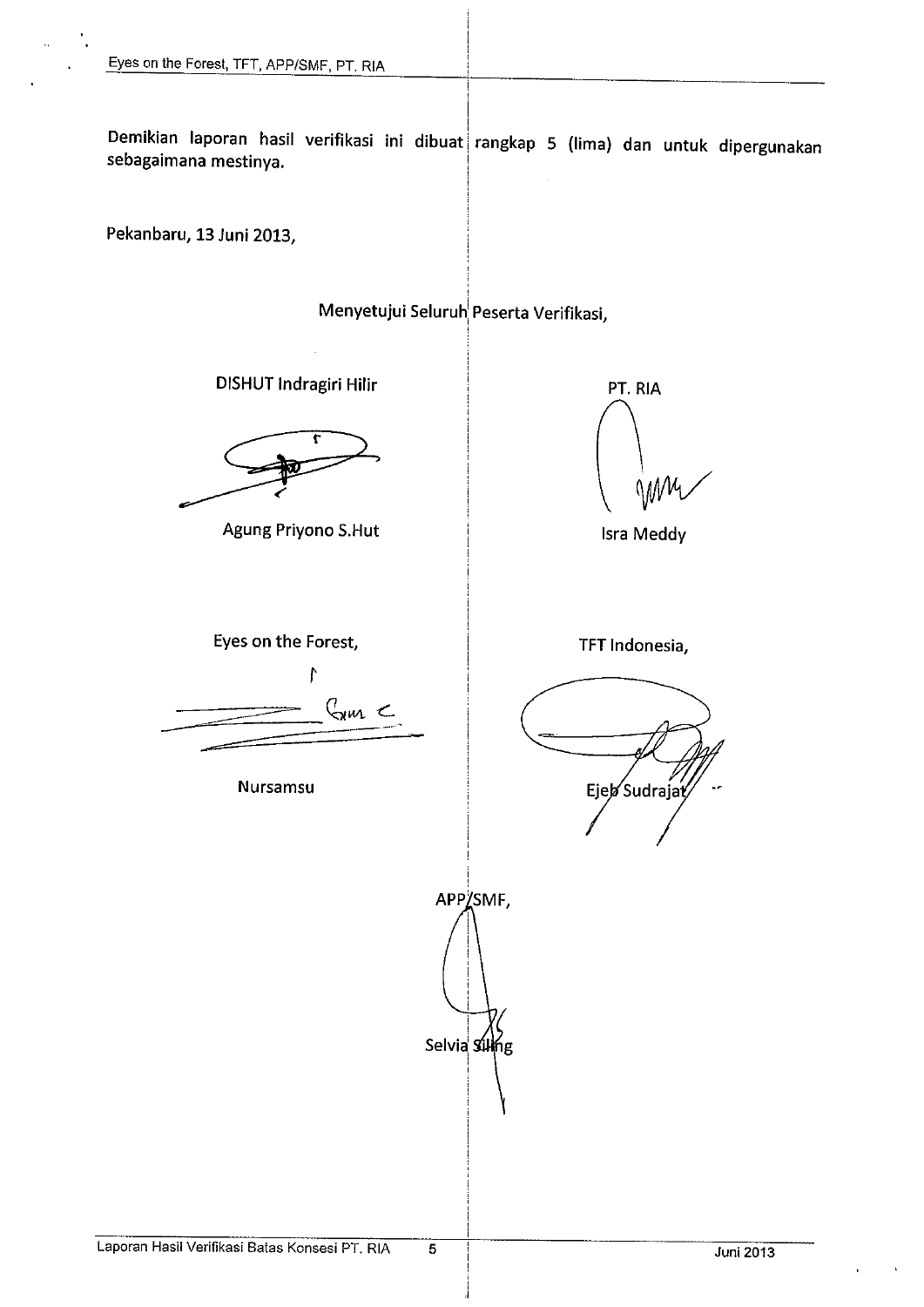Demikian laporan hasil verifikasi ini dibuat rangkap 5 (lima) dan untuk dipergunakan sebagaimana mestinya.

Pekanbaru, 13 Juni 2013,

Menyetujui Seluruh Peserta Verifikasi,

DISHUT Indragiri Hilir

Agung Priyono S.Hut

PT. RIA

Isra Meddy

Eyes on the Forest,

Nursamsu

TFT Indonesia,

Ejeb Sudrajat

APP/SMF,

Selvia Siling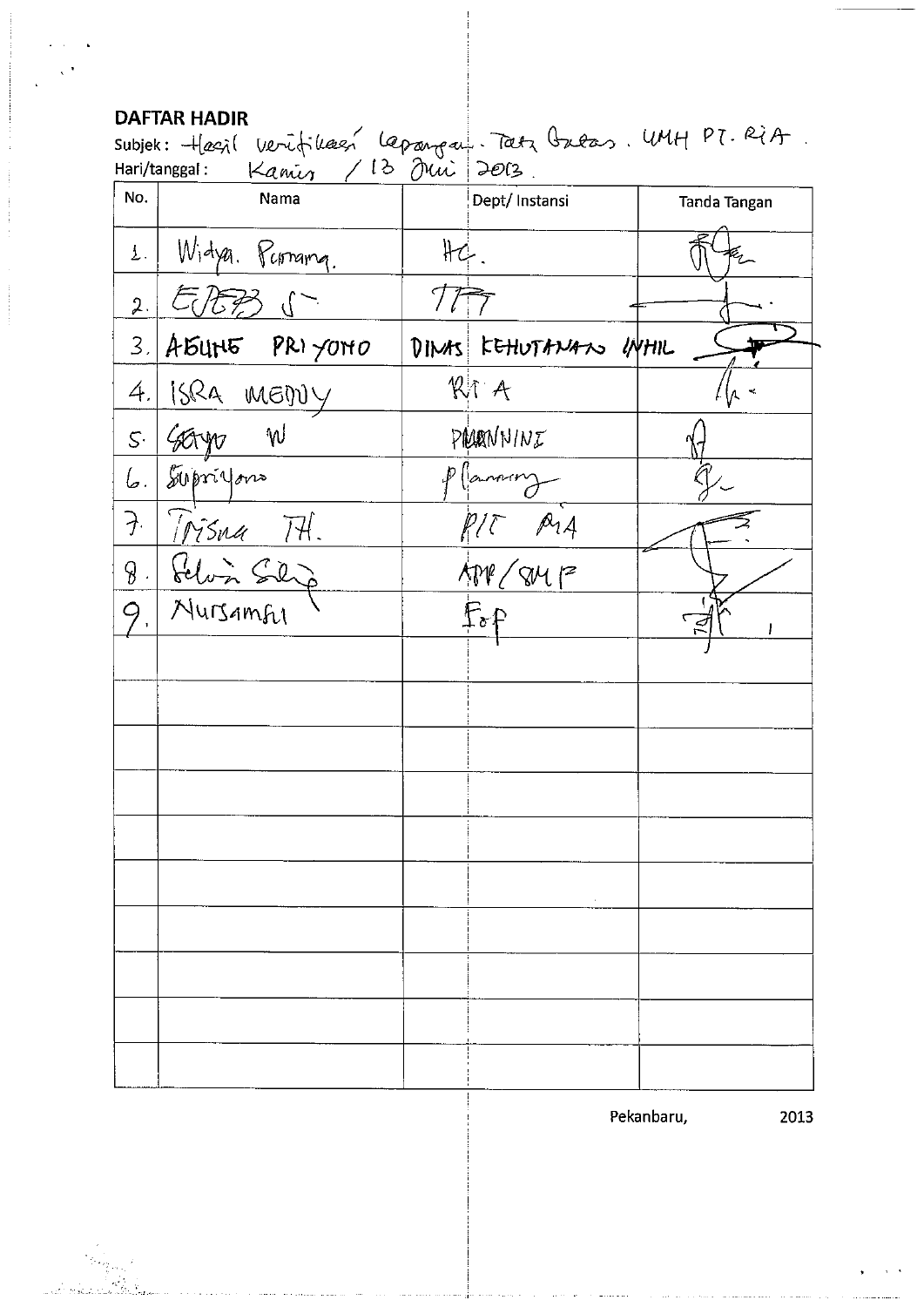**DAFTAR HADIR**

Subjek : Hasil verifikasi lapangan . Tata Batas . UMH PT. RiA .

Hari/tanggal : Kamis / 13 Juni 2013 .

| No. | Nama | Dept/ Instansi | Tanda Tangan |
|---|---|---|---|
| 1. | Widya. Purnama. | HC. | |
| 2. | EDED S | TPT | |
| 3. | AGUNG PRIYONO | DINAS KEHUTANAN INHIL | |
| 4. | ISRA MEDDY | RIA | |
| 5. | Setyo W | PLANNING | |
| 6. | Supriyono | Planning | |
| 7. | Trisna TH. | PIT RIA | |
| 8. | Selvin Silip | APP/SMF | |
| 9. | Nursamsi | Fop | |
| | | | |
| | | | |
| | | | |
| | | | |
| | | | |
| | | | |
| | | | |
| | | | |
| | | | |
| | | | |

Pekanbaru, 2013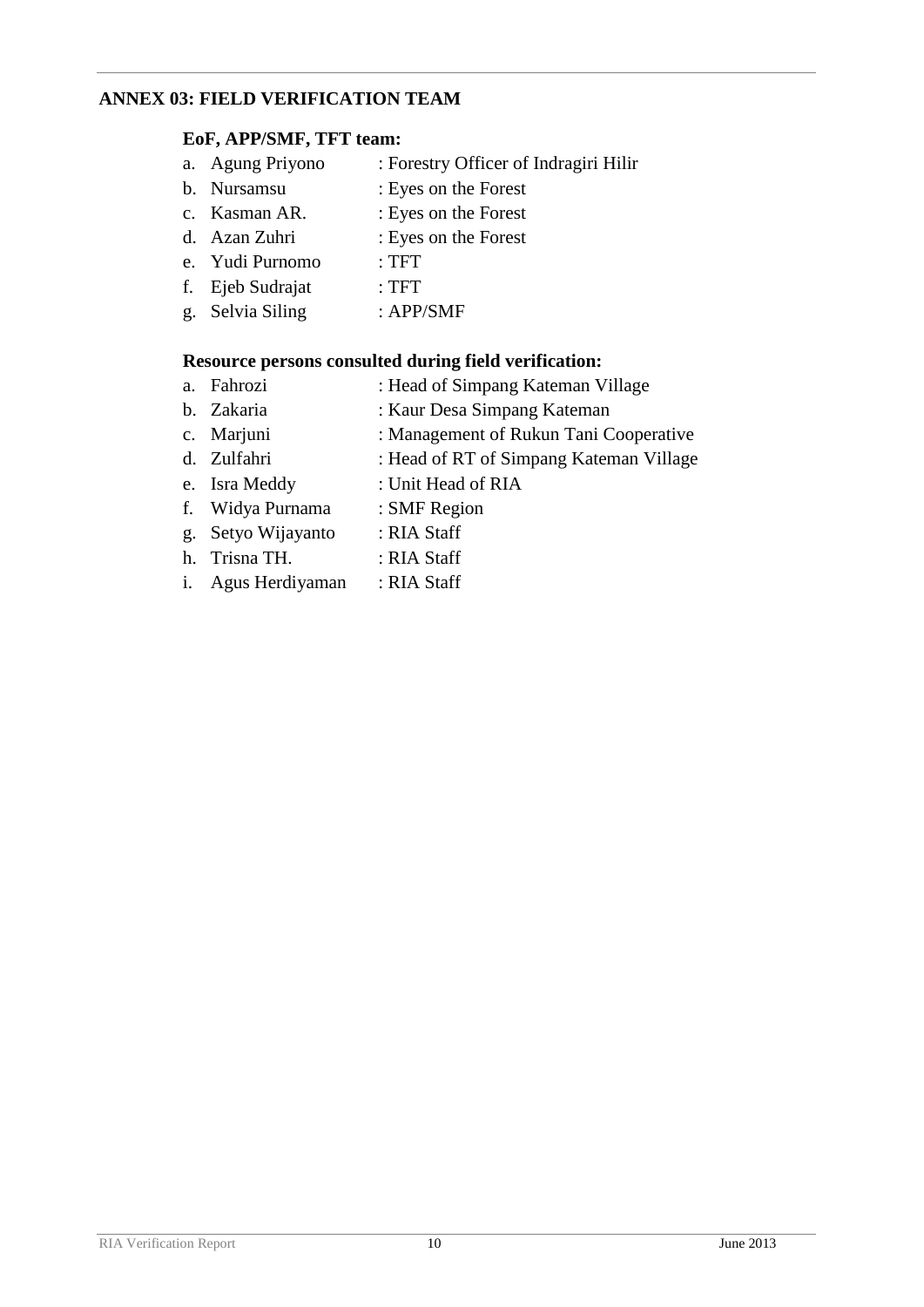## ANNEX 03: FIELD VERIFICATION TEAM

**EoF, APP/SMF, TFT team:**

a. Agung Priyono : Forestry Officer of Indragiri Hilir
b. Nursamsu : Eyes on the Forest
c. Kasman AR. : Eyes on the Forest
d. Azan Zuhri : Eyes on the Forest
e. Yudi Purnomo : TFT
f. Ejeb Sudrajat : TFT
g. Selvia Siling : APP/SMF

**Resource persons consulted during field verification:**

a. Fahrozi : Head of Simpang Kateman Village
b. Zakaria : Kaur Desa Simpang Kateman
c. Marjuni : Management of Rukun Tani Cooperative
d. Zulfahri : Head of RT of Simpang Kateman Village
e. Isra Meddy : Unit Head of RIA
f. Widya Purnama : SMF Region
g. Setyo Wijayanto : RIA Staff
h. Trisna TH. : RIA Staff
i. Agus Herdiyaman : RIA Staff